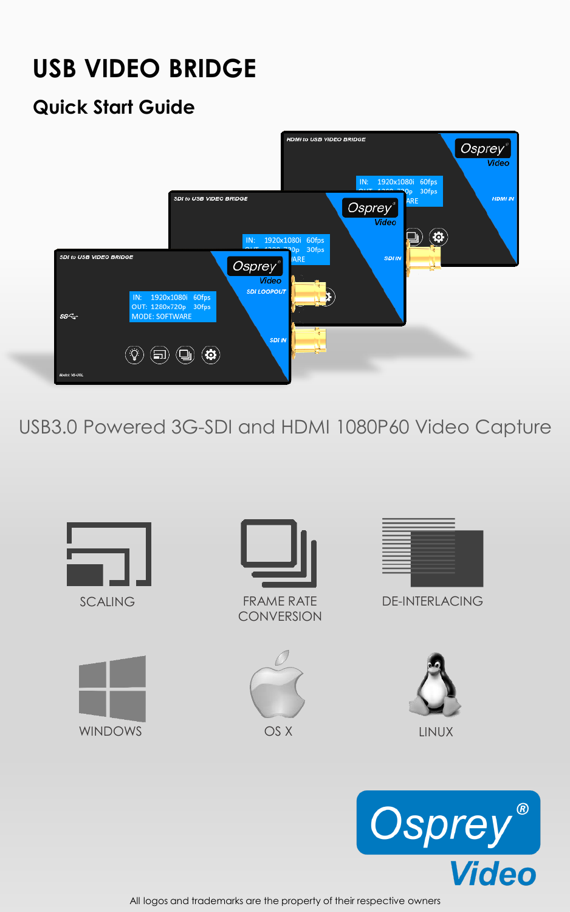# USB VIDEO BRIDGE

## Quick Start Guide

USB3.0 Powered 3G-SDI and HDMI 1080P60 Video Capture

SCALING

FRAME RATE CONVERSION

DE-INTERLACING

WINDOWS

OS X

LINUX

All logos and trademarks are the property of their respective owners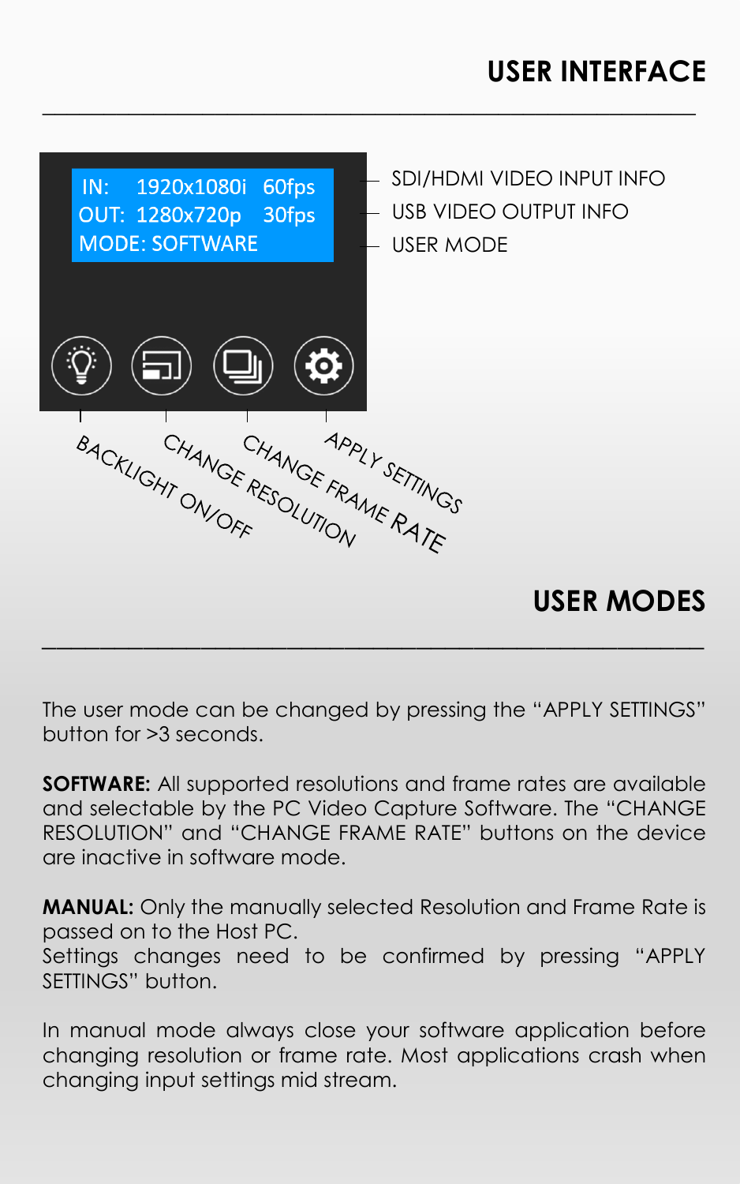## USER INTERFACE

IN: 1920x1080i 60fps — SDI/HDMI VIDEO INPUT INFO

OUT: 1280x720p 30fps — USB VIDEO OUTPUT INFO

MODE: SOFTWARE — USER MODE

BACKLIGHT ON/OFF

CHANGE RESOLUTION

CHANGE FRAME RATE

APPLY SETTINGS

## USER MODES

The user mode can be changed by pressing the "APPLY SETTINGS" button for >3 seconds.

**SOFTWARE:** All supported resolutions and frame rates are available and selectable by the PC Video Capture Software. The "CHANGE RESOLUTION" and "CHANGE FRAME RATE" buttons on the device are inactive in software mode.

**MANUAL:** Only the manually selected Resolution and Frame Rate is passed on to the Host PC.
Settings changes need to be confirmed by pressing "APPLY SETTINGS" button.

In manual mode always close your software application before changing resolution or frame rate. Most applications crash when changing input settings mid stream.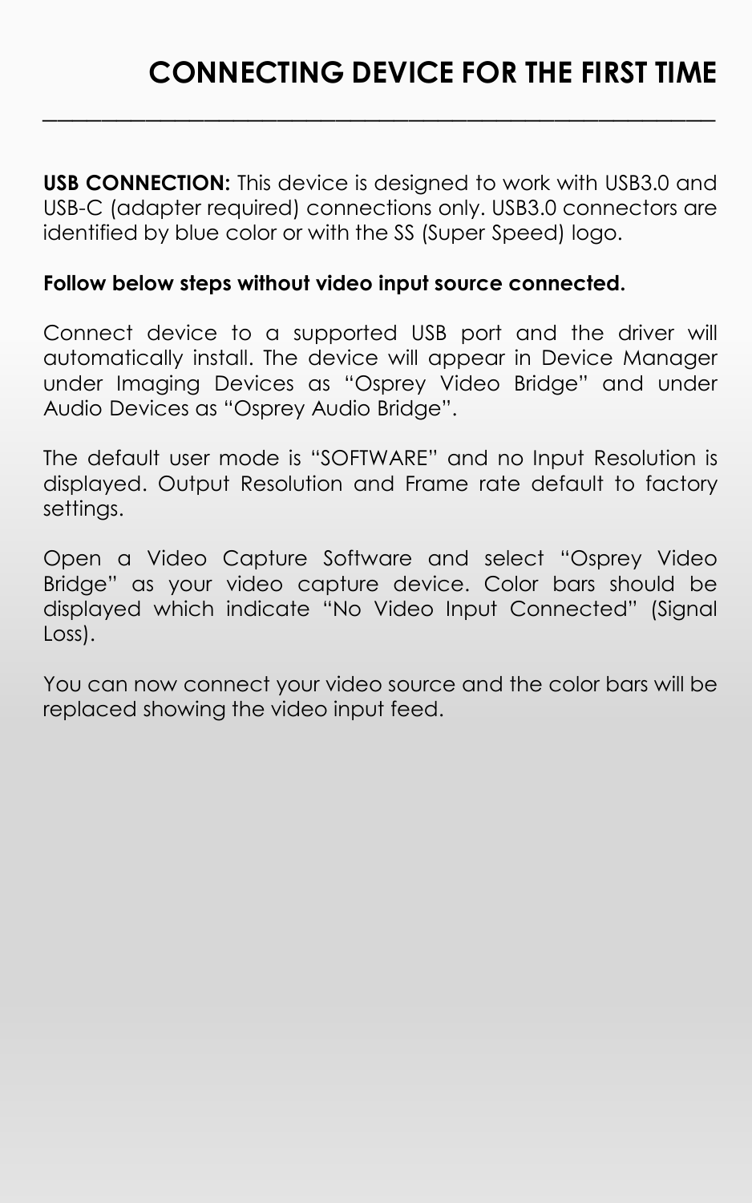# CONNECTING DEVICE FOR THE FIRST TIME

---

**USB CONNECTION:** This device is designed to work with USB3.0 and USB-C (adapter required) connections only. USB3.0 connectors are identified by blue color or with the SS (Super Speed) logo.

**Follow below steps without video input source connected.**

Connect device to a supported USB port and the driver will automatically install. The device will appear in Device Manager under Imaging Devices as "Osprey Video Bridge" and under Audio Devices as "Osprey Audio Bridge".

The default user mode is "SOFTWARE" and no Input Resolution is displayed. Output Resolution and Frame rate default to factory settings.

Open a Video Capture Software and select "Osprey Video Bridge" as your video capture device. Color bars should be displayed which indicate "No Video Input Connected" (Signal Loss).

You can now connect your video source and the color bars will be replaced showing the video input feed.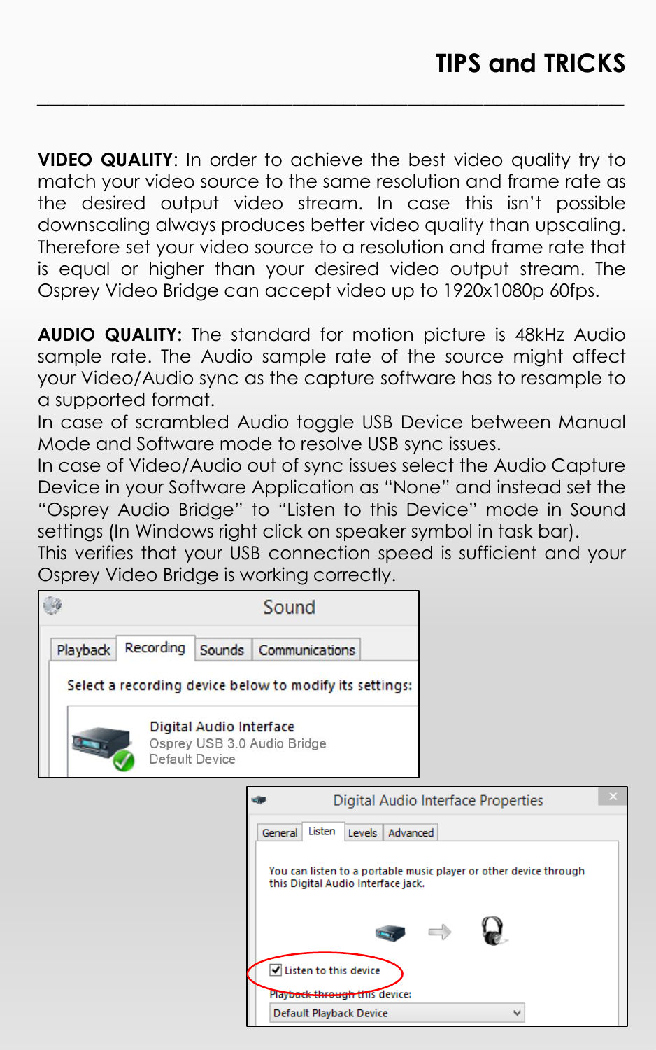# TIPS and TRICKS

**VIDEO QUALITY**: In order to achieve the best video quality try to match your video source to the same resolution and frame rate as the desired output video stream. In case this isn't possible downscaling always produces better video quality than upscaling. Therefore set your video source to a resolution and frame rate that is equal or higher than your desired video output stream. The Osprey Video Bridge can accept video up to 1920x1080p 60fps.

**AUDIO QUALITY:** The standard for motion picture is 48kHz Audio sample rate. The Audio sample rate of the source might affect your Video/Audio sync as the capture software has to resample to a supported format.
In case of scrambled Audio toggle USB Device between Manual Mode and Software mode to resolve USB sync issues.
In case of Video/Audio out of sync issues select the Audio Capture Device in your Software Application as "None" and instead set the "Osprey Audio Bridge" to "Listen to this Device" mode in Sound settings (In Windows right click on speaker symbol in task bar).
This verifies that your USB connection speed is sufficient and your Osprey Video Bridge is working correctly.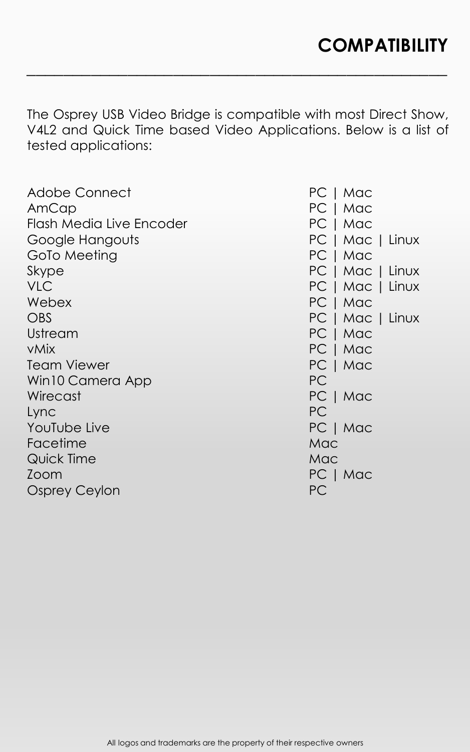# COMPATIBILITY

The Osprey USB Video Bridge is compatible with most Direct Show, V4L2 and Quick Time based Video Applications. Below is a list of tested applications:

| Application | Platform |
| --- | --- |
| Adobe Connect | PC \| Mac |
| AmCap | PC \| Mac |
| Flash Media Live Encoder | PC \| Mac |
| Google Hangouts | PC \| Mac \| Linux |
| GoTo Meeting | PC \| Mac |
| Skype | PC \| Mac \| Linux |
| VLC | PC \| Mac \| Linux |
| Webex | PC \| Mac |
| OBS | PC \| Mac \| Linux |
| Ustream | PC \| Mac |
| vMix | PC \| Mac |
| Team Viewer | PC \| Mac |
| Win10 Camera App | PC |
| Wirecast | PC \| Mac |
| Lync | PC |
| YouTube Live | PC \| Mac |
| Facetime | Mac |
| Quick Time | Mac |
| Zoom | PC \| Mac |
| Osprey Ceylon | PC |

All logos and trademarks are the property of their respective owners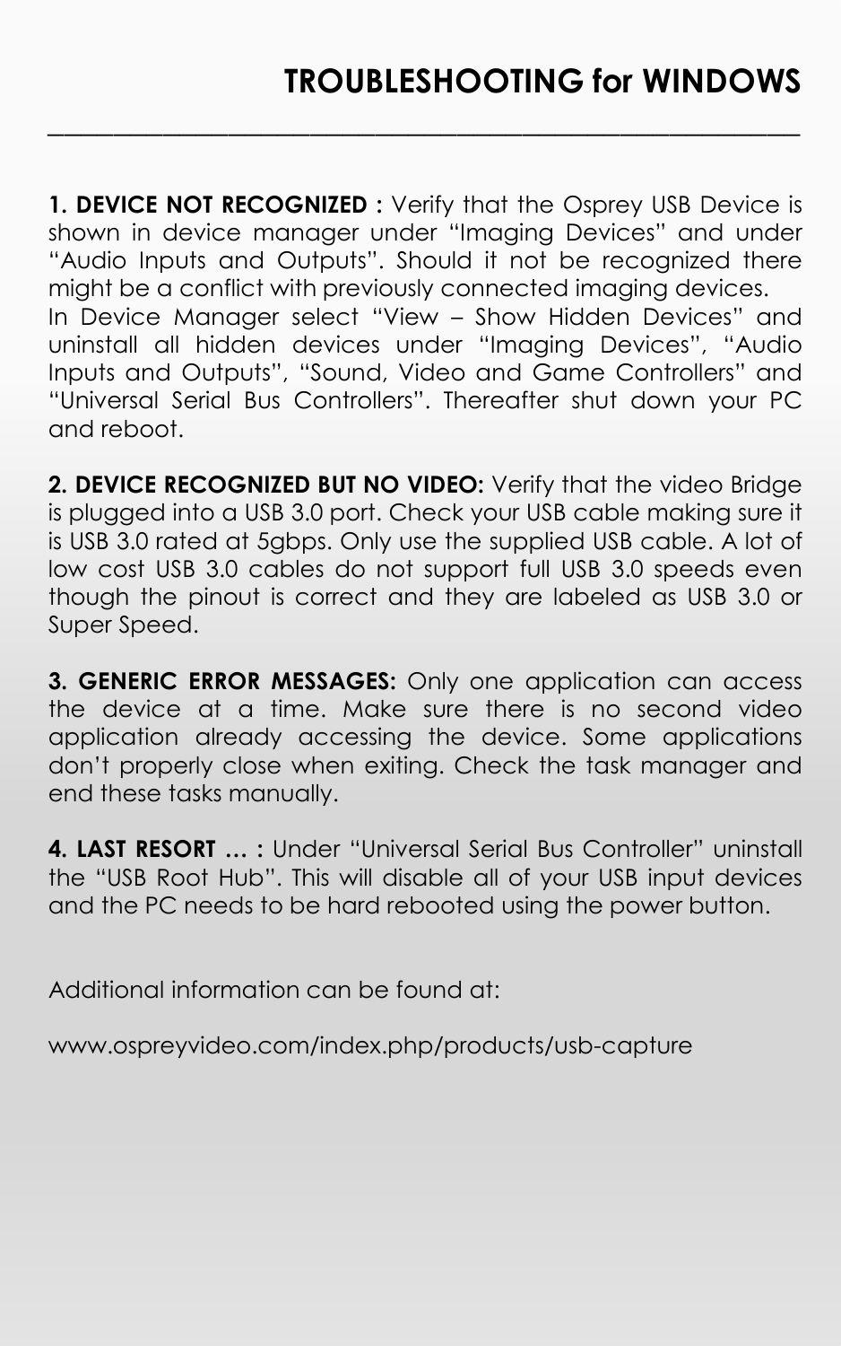# TROUBLESHOOTING for WINDOWS

**1. DEVICE NOT RECOGNIZED :** Verify that the Osprey USB Device is shown in device manager under "Imaging Devices" and under "Audio Inputs and Outputs". Should it not be recognized there might be a conflict with previously connected imaging devices.
In Device Manager select "View – Show Hidden Devices" and uninstall all hidden devices under "Imaging Devices", "Audio Inputs and Outputs", "Sound, Video and Game Controllers" and "Universal Serial Bus Controllers". Thereafter shut down your PC and reboot.

**2. DEVICE RECOGNIZED BUT NO VIDEO:** Verify that the video Bridge is plugged into a USB 3.0 port. Check your USB cable making sure it is USB 3.0 rated at 5gbps. Only use the supplied USB cable. A lot of low cost USB 3.0 cables do not support full USB 3.0 speeds even though the pinout is correct and they are labeled as USB 3.0 or Super Speed.

**3. GENERIC ERROR MESSAGES:** Only one application can access the device at a time. Make sure there is no second video application already accessing the device. Some applications don't properly close when exiting. Check the task manager and end these tasks manually.

**4. LAST RESORT … :** Under "Universal Serial Bus Controller" uninstall the "USB Root Hub". This will disable all of your USB input devices and the PC needs to be hard rebooted using the power button.

Additional information can be found at:

www.ospreyvideo.com/index.php/products/usb-capture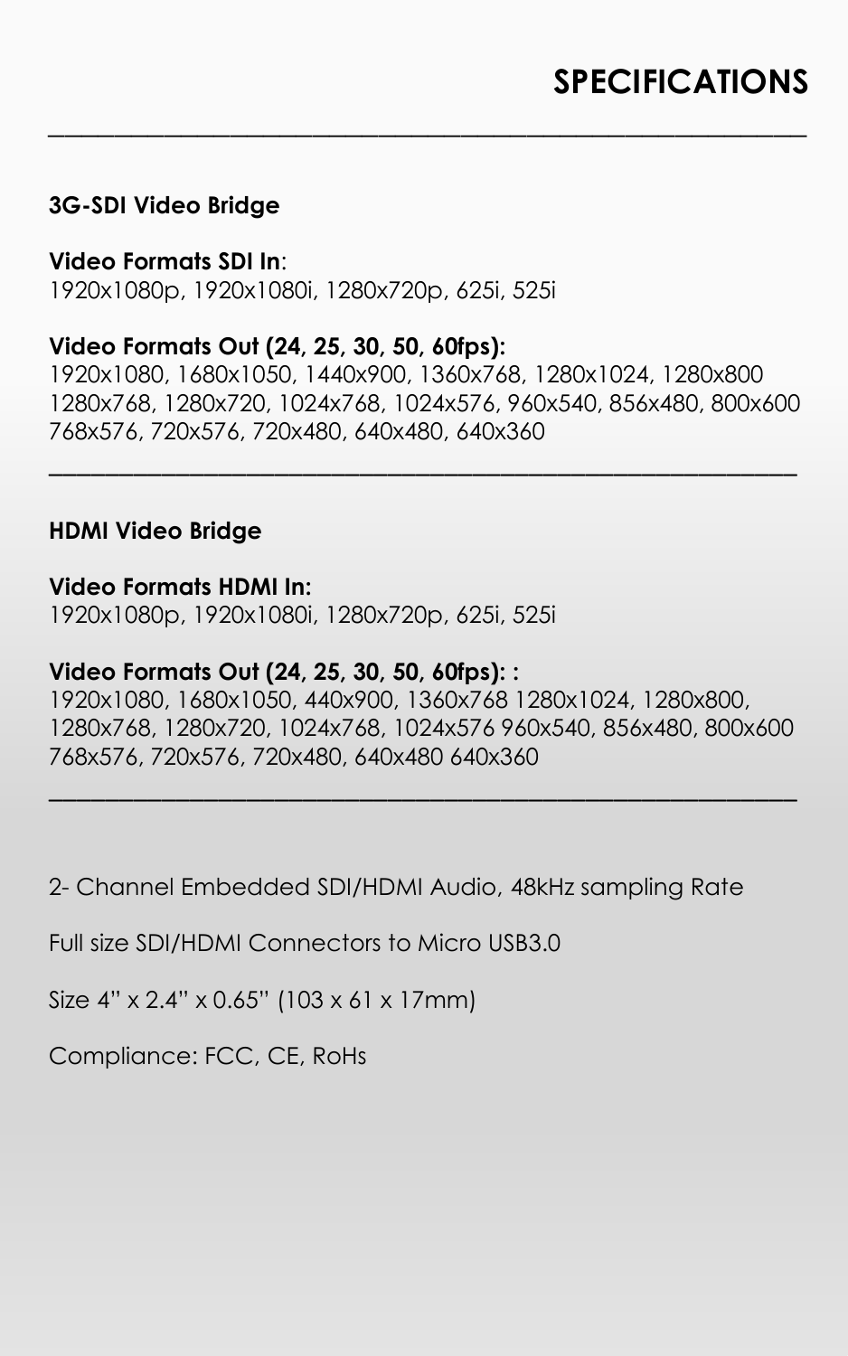# SPECIFICATIONS

---

**3G-SDI Video Bridge**

**Video Formats SDI In**:
1920x1080p, 1920x1080i, 1280x720p, 625i, 525i

**Video Formats Out (24, 25, 30, 50, 60fps):**
1920x1080, 1680x1050, 1440x900, 1360x768, 1280x1024, 1280x800
1280x768, 1280x720, 1024x768, 1024x576, 960x540, 856x480, 800x600
768x576, 720x576, 720x480, 640x480, 640x360

---

**HDMI Video Bridge**

**Video Formats HDMI In:**
1920x1080p, 1920x1080i, 1280x720p, 625i, 525i

**Video Formats Out (24, 25, 30, 50, 60fps): :**
1920x1080, 1680x1050, 440x900, 1360x768 1280x1024, 1280x800,
1280x768, 1280x720, 1024x768, 1024x576 960x540, 856x480, 800x600
768x576, 720x576, 720x480, 640x480 640x360

---

2- Channel Embedded SDI/HDMI Audio, 48kHz sampling Rate

Full size SDI/HDMI Connectors to Micro USB3.0

Size 4" x 2.4" x 0.65" (103 x 61 x 17mm)

Compliance: FCC, CE, RoHs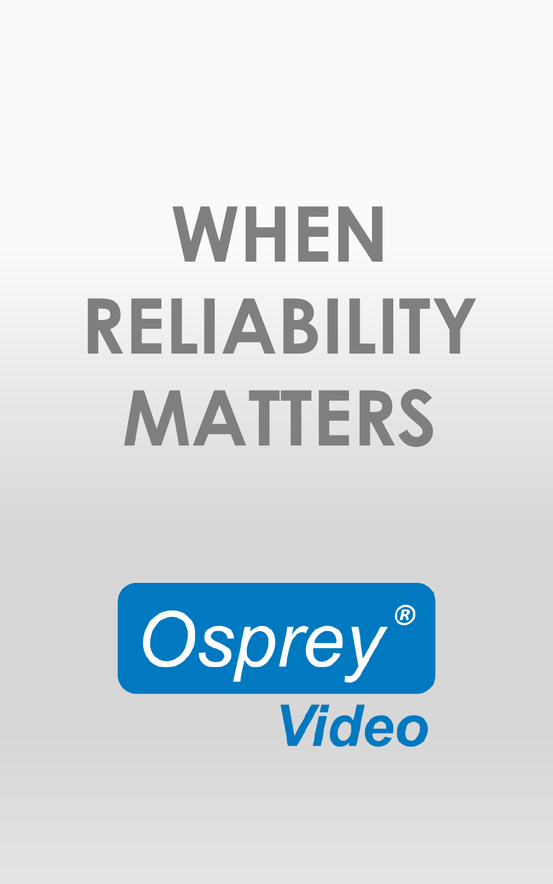# WHEN RELIABILITY MATTERS

Osprey® Video